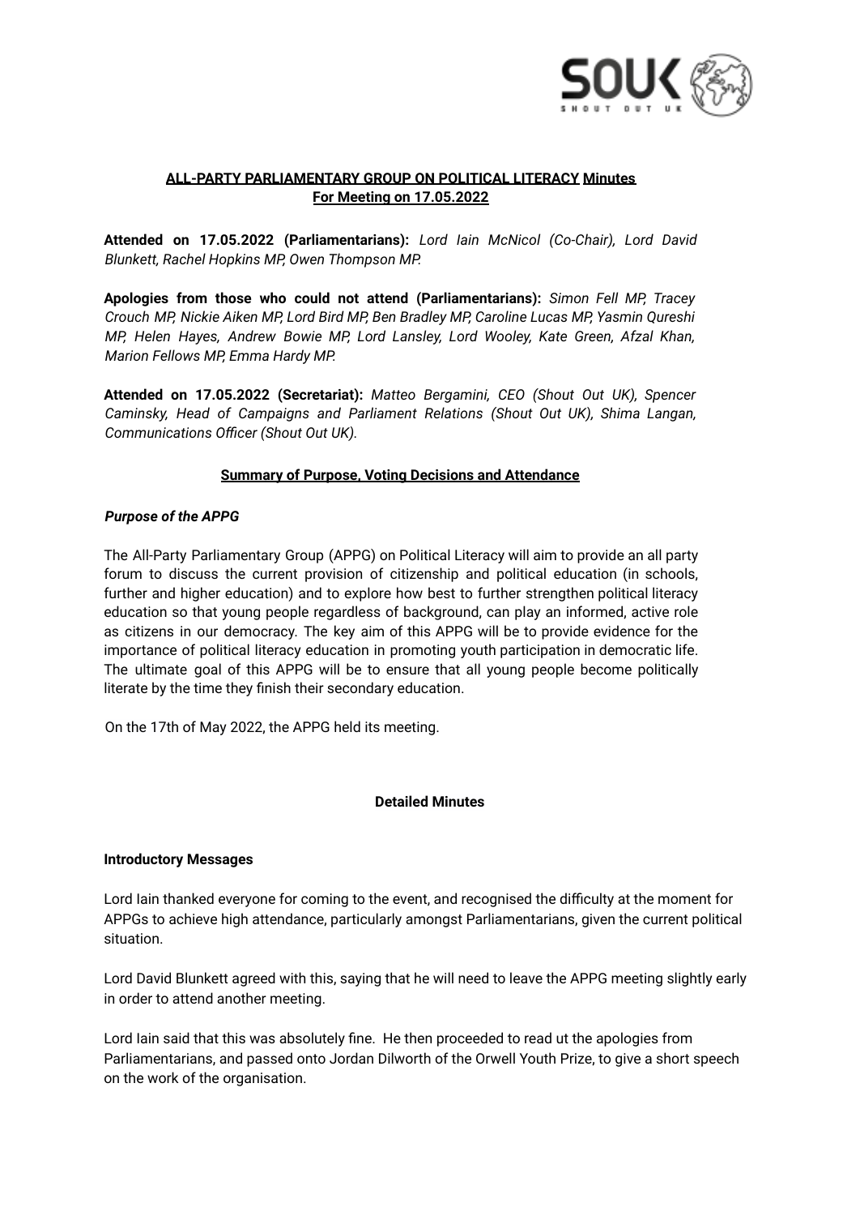# ALL-PARTY PARLIAMENTARY GROUP ON POLITICAL LITERACY Minutes For Meeting on 17.05.2022

**Attended on 17.05.2022 (Parliamentarians):** *Lord Iain McNicol (Co-Chair), Lord David Blunkett, Rachel Hopkins MP, Owen Thompson MP.*

**Apologies from those who could not attend (Parliamentarians):** *Simon Fell MP, Tracey Crouch MP, Nickie Aiken MP, Lord Bird MP, Ben Bradley MP, Caroline Lucas MP, Yasmin Qureshi MP, Helen Hayes, Andrew Bowie MP, Lord Lansley, Lord Wooley, Kate Green, Afzal Khan, Marion Fellows MP, Emma Hardy MP.*

**Attended on 17.05.2022 (Secretariat):** *Matteo Bergamini, CEO (Shout Out UK), Spencer Caminsky, Head of Campaigns and Parliament Relations (Shout Out UK), Shima Langan, Communications Officer (Shout Out UK).*

## Summary of Purpose, Voting Decisions and Attendance

***Purpose of the APPG***

The All-Party Parliamentary Group (APPG) on Political Literacy will aim to provide an all party forum to discuss the current provision of citizenship and political education (in schools, further and higher education) and to explore how best to further strengthen political literacy education so that young people regardless of background, can play an informed, active role as citizens in our democracy. The key aim of this APPG will be to provide evidence for the importance of political literacy education in promoting youth participation in democratic life. The ultimate goal of this APPG will be to ensure that all young people become politically literate by the time they finish their secondary education.

On the 17th of May 2022, the APPG held its meeting.

## Detailed Minutes

### Introductory Messages

Lord Iain thanked everyone for coming to the event, and recognised the difficulty at the moment for APPGs to achieve high attendance, particularly amongst Parliamentarians, given the current political situation.

Lord David Blunkett agreed with this, saying that he will need to leave the APPG meeting slightly early in order to attend another meeting.

Lord Iain said that this was absolutely fine. He then proceeded to read ut the apologies from Parliamentarians, and passed onto Jordan Dilworth of the Orwell Youth Prize, to give a short speech on the work of the organisation.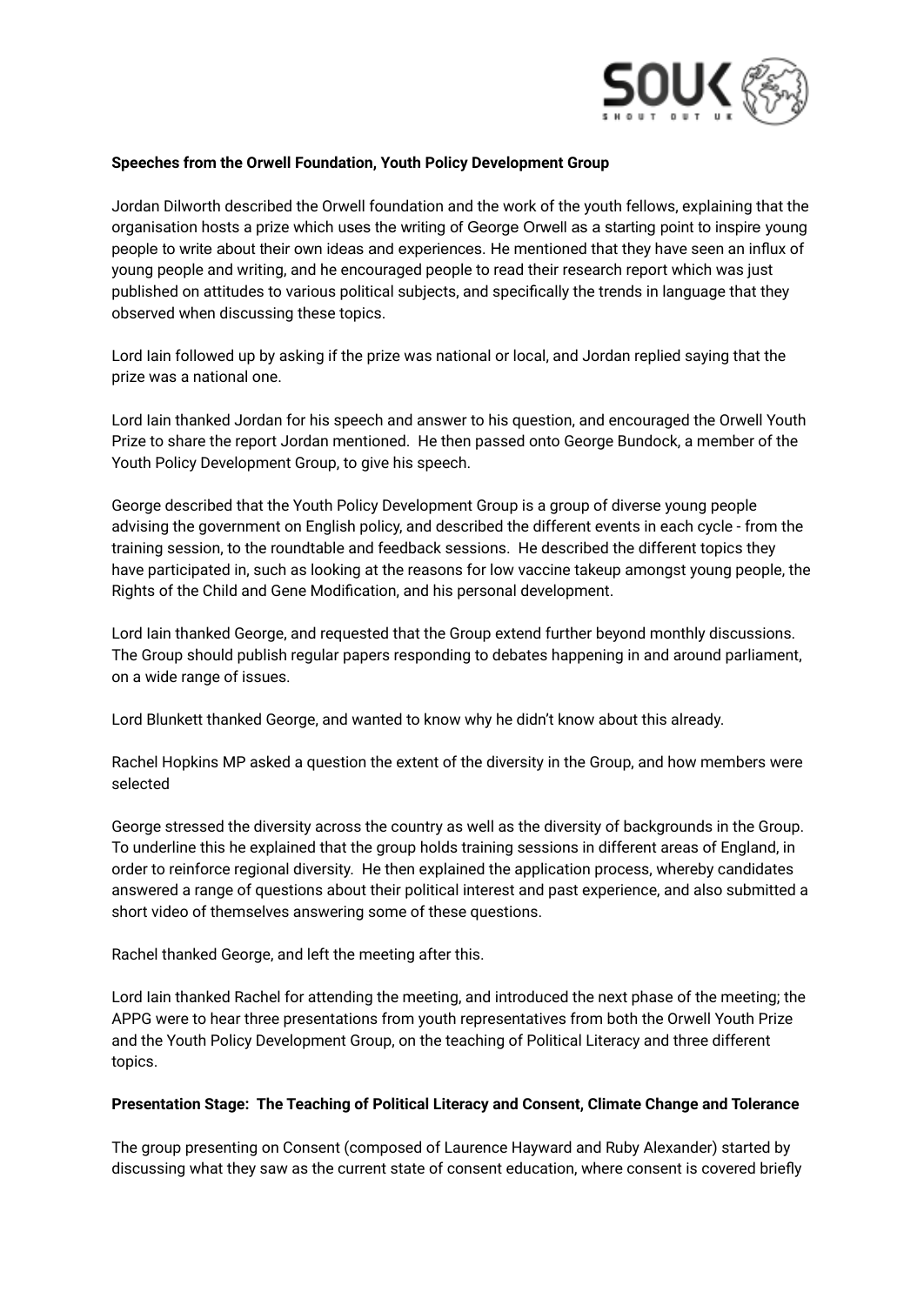**Speeches from the Orwell Foundation, Youth Policy Development Group**

Jordan Dilworth described the Orwell foundation and the work of the youth fellows, explaining that the organisation hosts a prize which uses the writing of George Orwell as a starting point to inspire young people to write about their own ideas and experiences. He mentioned that they have seen an influx of young people and writing, and he encouraged people to read their research report which was just published on attitudes to various political subjects, and specifically the trends in language that they observed when discussing these topics.

Lord Iain followed up by asking if the prize was national or local, and Jordan replied saying that the prize was a national one.

Lord Iain thanked Jordan for his speech and answer to his question, and encouraged the Orwell Youth Prize to share the report Jordan mentioned. He then passed onto George Bundock, a member of the Youth Policy Development Group, to give his speech.

George described that the Youth Policy Development Group is a group of diverse young people advising the government on English policy, and described the different events in each cycle - from the training session, to the roundtable and feedback sessions. He described the different topics they have participated in, such as looking at the reasons for low vaccine takeup amongst young people, the Rights of the Child and Gene Modification, and his personal development.

Lord Iain thanked George, and requested that the Group extend further beyond monthly discussions. The Group should publish regular papers responding to debates happening in and around parliament, on a wide range of issues.

Lord Blunkett thanked George, and wanted to know why he didn't know about this already.

Rachel Hopkins MP asked a question the extent of the diversity in the Group, and how members were selected

George stressed the diversity across the country as well as the diversity of backgrounds in the Group. To underline this he explained that the group holds training sessions in different areas of England, in order to reinforce regional diversity. He then explained the application process, whereby candidates answered a range of questions about their political interest and past experience, and also submitted a short video of themselves answering some of these questions.

Rachel thanked George, and left the meeting after this.

Lord Iain thanked Rachel for attending the meeting, and introduced the next phase of the meeting; the APPG were to hear three presentations from youth representatives from both the Orwell Youth Prize and the Youth Policy Development Group, on the teaching of Political Literacy and three different topics.

**Presentation Stage: The Teaching of Political Literacy and Consent, Climate Change and Tolerance**

The group presenting on Consent (composed of Laurence Hayward and Ruby Alexander) started by discussing what they saw as the current state of consent education, where consent is covered briefly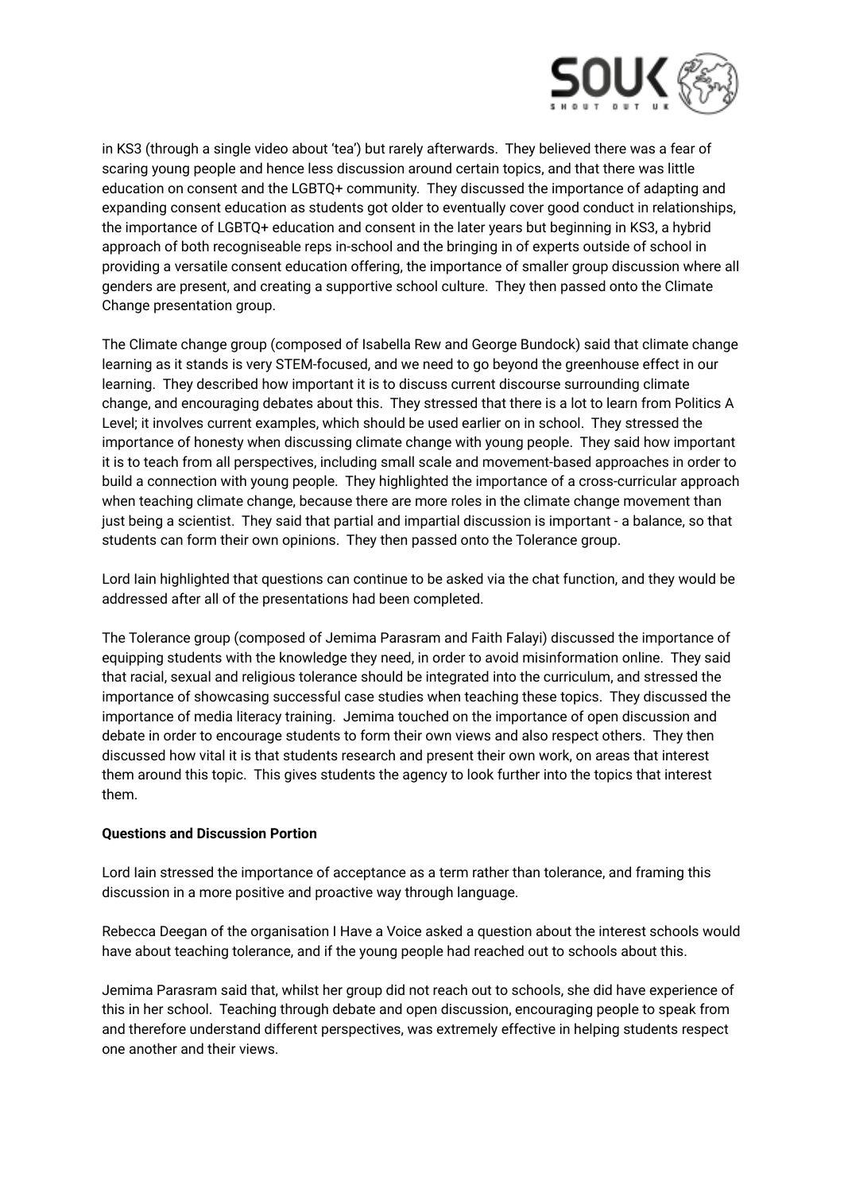in KS3 (through a single video about 'tea') but rarely afterwards. They believed there was a fear of scaring young people and hence less discussion around certain topics, and that there was little education on consent and the LGBTQ+ community. They discussed the importance of adapting and expanding consent education as students got older to eventually cover good conduct in relationships, the importance of LGBTQ+ education and consent in the later years but beginning in KS3, a hybrid approach of both recogniseable reps in-school and the bringing in of experts outside of school in providing a versatile consent education offering, the importance of smaller group discussion where all genders are present, and creating a supportive school culture. They then passed onto the Climate Change presentation group.

The Climate change group (composed of Isabella Rew and George Bundock) said that climate change learning as it stands is very STEM-focused, and we need to go beyond the greenhouse effect in our learning. They described how important it is to discuss current discourse surrounding climate change, and encouraging debates about this. They stressed that there is a lot to learn from Politics A Level; it involves current examples, which should be used earlier on in school. They stressed the importance of honesty when discussing climate change with young people. They said how important it is to teach from all perspectives, including small scale and movement-based approaches in order to build a connection with young people. They highlighted the importance of a cross-curricular approach when teaching climate change, because there are more roles in the climate change movement than just being a scientist. They said that partial and impartial discussion is important - a balance, so that students can form their own opinions. They then passed onto the Tolerance group.

Lord Iain highlighted that questions can continue to be asked via the chat function, and they would be addressed after all of the presentations had been completed.

The Tolerance group (composed of Jemima Parasram and Faith Falayi) discussed the importance of equipping students with the knowledge they need, in order to avoid misinformation online. They said that racial, sexual and religious tolerance should be integrated into the curriculum, and stressed the importance of showcasing successful case studies when teaching these topics. They discussed the importance of media literacy training. Jemima touched on the importance of open discussion and debate in order to encourage students to form their own views and also respect others. They then discussed how vital it is that students research and present their own work, on areas that interest them around this topic. This gives students the agency to look further into the topics that interest them.

**Questions and Discussion Portion**

Lord Iain stressed the importance of acceptance as a term rather than tolerance, and framing this discussion in a more positive and proactive way through language.

Rebecca Deegan of the organisation I Have a Voice asked a question about the interest schools would have about teaching tolerance, and if the young people had reached out to schools about this.

Jemima Parasram said that, whilst her group did not reach out to schools, she did have experience of this in her school. Teaching through debate and open discussion, encouraging people to speak from and therefore understand different perspectives, was extremely effective in helping students respect one another and their views.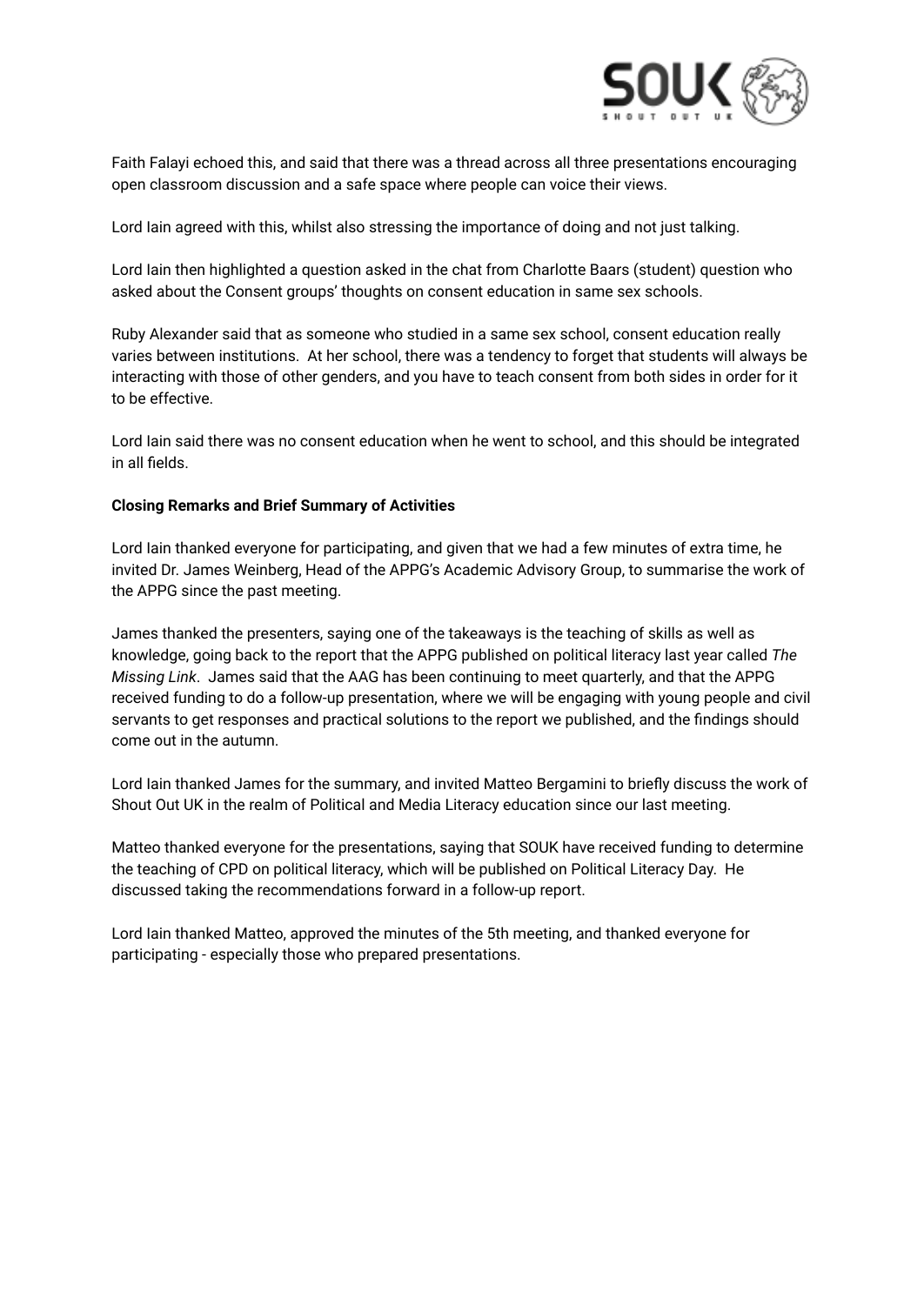Faith Falayi echoed this, and said that there was a thread across all three presentations encouraging open classroom discussion and a safe space where people can voice their views.

Lord Iain agreed with this, whilst also stressing the importance of doing and not just talking.

Lord Iain then highlighted a question asked in the chat from Charlotte Baars (student) question who asked about the Consent groups' thoughts on consent education in same sex schools.

Ruby Alexander said that as someone who studied in a same sex school, consent education really varies between institutions. At her school, there was a tendency to forget that students will always be interacting with those of other genders, and you have to teach consent from both sides in order for it to be effective.

Lord Iain said there was no consent education when he went to school, and this should be integrated in all fields.

**Closing Remarks and Brief Summary of Activities**

Lord Iain thanked everyone for participating, and given that we had a few minutes of extra time, he invited Dr. James Weinberg, Head of the APPG's Academic Advisory Group, to summarise the work of the APPG since the past meeting.

James thanked the presenters, saying one of the takeaways is the teaching of skills as well as knowledge, going back to the report that the APPG published on political literacy last year called *The Missing Link*. James said that the AAG has been continuing to meet quarterly, and that the APPG received funding to do a follow-up presentation, where we will be engaging with young people and civil servants to get responses and practical solutions to the report we published, and the findings should come out in the autumn.

Lord Iain thanked James for the summary, and invited Matteo Bergamini to briefly discuss the work of Shout Out UK in the realm of Political and Media Literacy education since our last meeting.

Matteo thanked everyone for the presentations, saying that SOUK have received funding to determine the teaching of CPD on political literacy, which will be published on Political Literacy Day. He discussed taking the recommendations forward in a follow-up report.

Lord Iain thanked Matteo, approved the minutes of the 5th meeting, and thanked everyone for participating - especially those who prepared presentations.